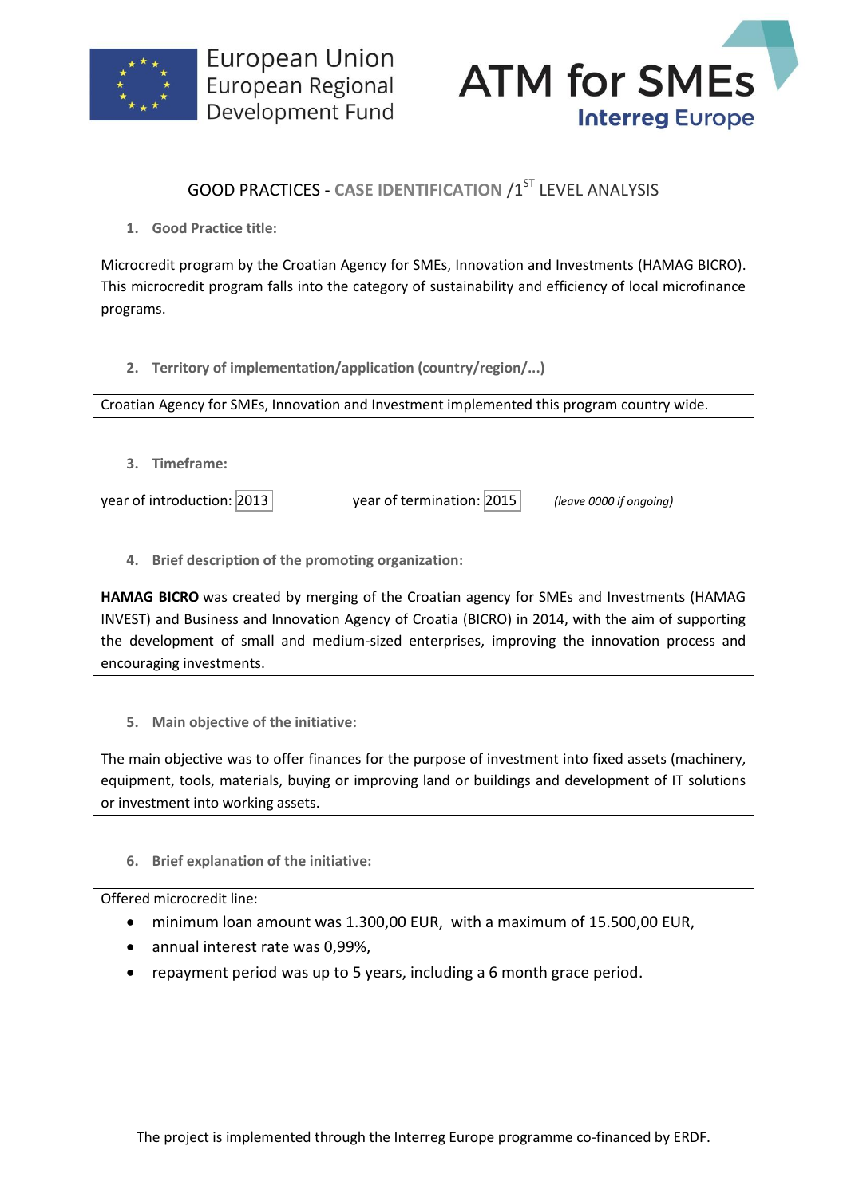European Union
European Regional
Development Fund

**ATM for SMEs**
Interreg Europe

# GOOD PRACTICES - CASE IDENTIFICATION /1[ST] LEVEL ANALYSIS

### 1. Good Practice title:

Microcredit program by the Croatian Agency for SMEs, Innovation and Investments (HAMAG BICRO). This microcredit program falls into the category of sustainability and efficiency of local microfinance programs.

### 2. Territory of implementation/application (country/region/...)

Croatian Agency for SMEs, Innovation and Investment implemented this program country wide.

### 3. Timeframe:

year of introduction: 2013 year of termination: 2015 *(leave 0000 if ongoing)*

### 4. Brief description of the promoting organization:

**HAMAG BICRO** was created by merging of the Croatian agency for SMEs and Investments (HAMAG INVEST) and Business and Innovation Agency of Croatia (BICRO) in 2014, with the aim of supporting the development of small and medium-sized enterprises, improving the innovation process and encouraging investments.

### 5. Main objective of the initiative:

The main objective was to offer finances for the purpose of investment into fixed assets (machinery, equipment, tools, materials, buying or improving land or buildings and development of IT solutions or investment into working assets.

### 6. Brief explanation of the initiative:

Offered microcredit line:

- minimum loan amount was 1.300,00 EUR, with a maximum of 15.500,00 EUR,
- annual interest rate was 0,99%,
- repayment period was up to 5 years, including a 6 month grace period.

The project is implemented through the Interreg Europe programme co-financed by ERDF.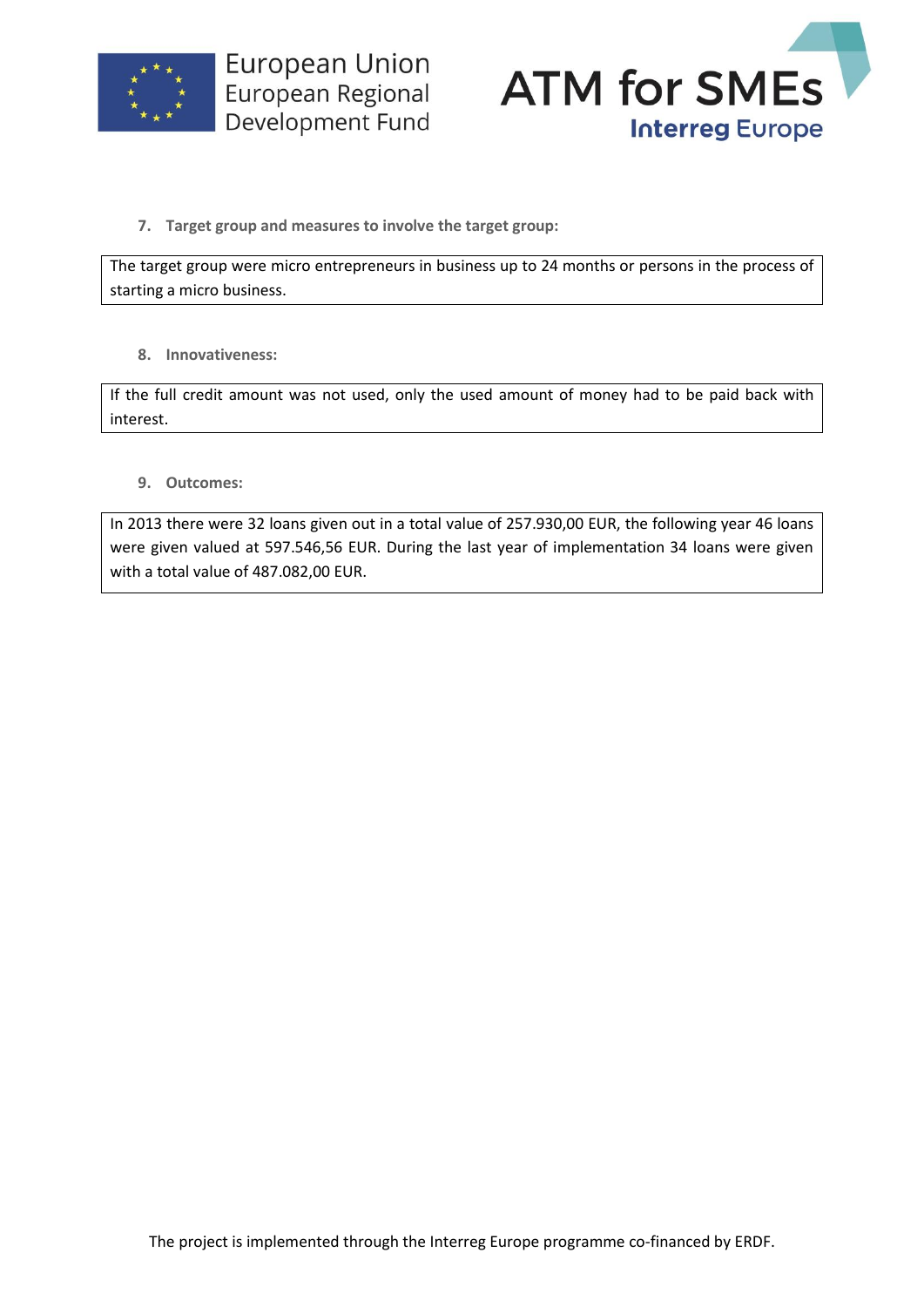7. **Target group and measures to involve the target group:**

The target group were micro entrepreneurs in business up to 24 months or persons in the process of starting a micro business.

8. **Innovativeness:**

If the full credit amount was not used, only the used amount of money had to be paid back with interest.

9. **Outcomes:**

In 2013 there were 32 loans given out in a total value of 257.930,00 EUR, the following year 46 loans were given valued at 597.546,56 EUR. During the last year of implementation 34 loans were given with a total value of 487.082,00 EUR.